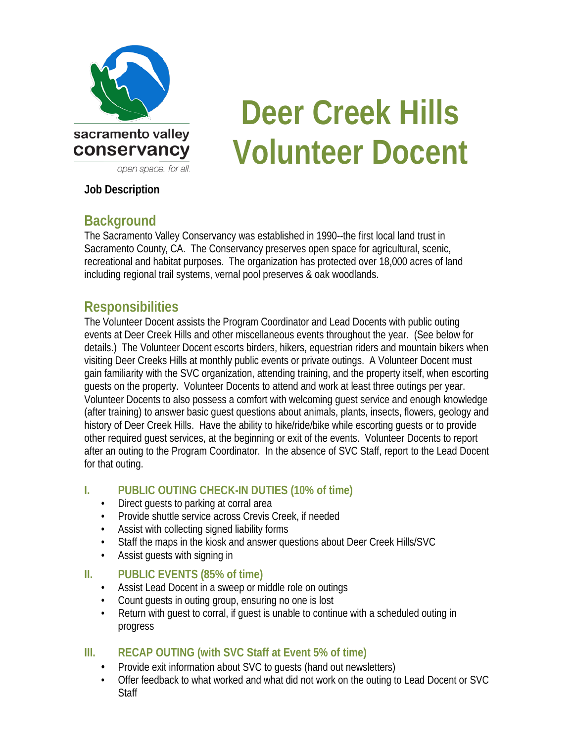sacramento valley
conservancy
*open space. for all.*

# Deer Creek Hills Volunteer Docent

**Job Description**

## Background

The Sacramento Valley Conservancy was established in 1990--the first local land trust in Sacramento County, CA. The Conservancy preserves open space for agricultural, scenic, recreational and habitat purposes. The organization has protected over 18,000 acres of land including regional trail systems, vernal pool preserves & oak woodlands.

## Responsibilities

The Volunteer Docent assists the Program Coordinator and Lead Docents with public outing events at Deer Creek Hills and other miscellaneous events throughout the year. (See below for details.) The Volunteer Docent escorts birders, hikers, equestrian riders and mountain bikers when visiting Deer Creeks Hills at monthly public events or private outings. A Volunteer Docent must gain familiarity with the SVC organization, attending training, and the property itself, when escorting guests on the property. Volunteer Docents to attend and work at least three outings per year. Volunteer Docents to also possess a comfort with welcoming guest service and enough knowledge (after training) to answer basic guest questions about animals, plants, insects, flowers, geology and history of Deer Creek Hills. Have the ability to hike/ride/bike while escorting guests or to provide other required guest services, at the beginning or exit of the events. Volunteer Docents to report after an outing to the Program Coordinator. In the absence of SVC Staff, report to the Lead Docent for that outing.

### I. PUBLIC OUTING CHECK-IN DUTIES (10% of time)

- Direct guests to parking at corral area
- Provide shuttle service across Crevis Creek, if needed
- Assist with collecting signed liability forms
- Staff the maps in the kiosk and answer questions about Deer Creek Hills/SVC
- Assist guests with signing in

### II. PUBLIC EVENTS (85% of time)

- Assist Lead Docent in a sweep or middle role on outings
- Count guests in outing group, ensuring no one is lost
- Return with guest to corral, if guest is unable to continue with a scheduled outing in progress

### III. RECAP OUTING (with SVC Staff at Event 5% of time)

- Provide exit information about SVC to guests (hand out newsletters)
- Offer feedback to what worked and what did not work on the outing to Lead Docent or SVC Staff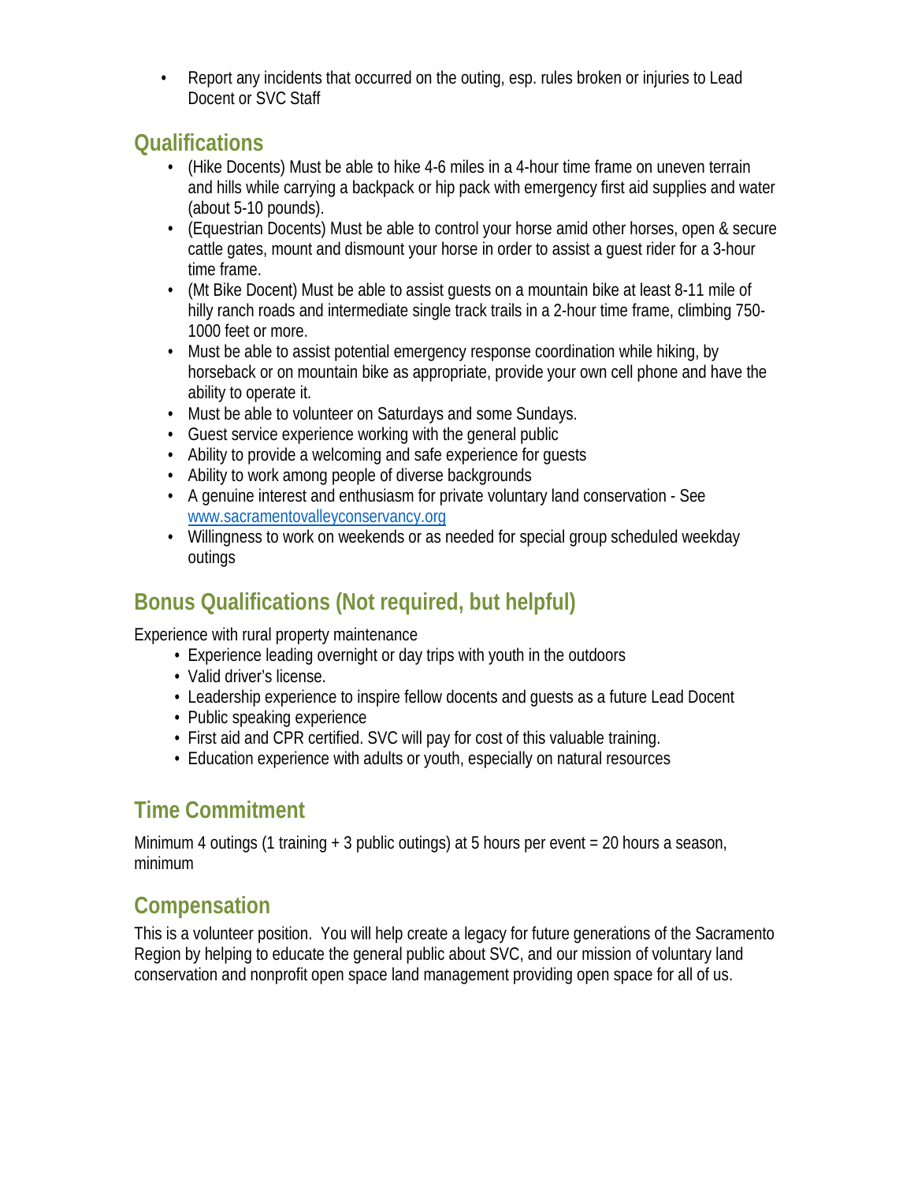- Report any incidents that occurred on the outing, esp. rules broken or injuries to Lead Docent or SVC Staff

## Qualifications

- (Hike Docents) Must be able to hike 4-6 miles in a 4-hour time frame on uneven terrain and hills while carrying a backpack or hip pack with emergency first aid supplies and water (about 5-10 pounds).
- (Equestrian Docents) Must be able to control your horse amid other horses, open & secure cattle gates, mount and dismount your horse in order to assist a guest rider for a 3-hour time frame.
- (Mt Bike Docent) Must be able to assist guests on a mountain bike at least 8-11 mile of hilly ranch roads and intermediate single track trails in a 2-hour time frame, climbing 750-1000 feet or more.
- Must be able to assist potential emergency response coordination while hiking, by horseback or on mountain bike as appropriate, provide your own cell phone and have the ability to operate it.
- Must be able to volunteer on Saturdays and some Sundays.
- Guest service experience working with the general public
- Ability to provide a welcoming and safe experience for guests
- Ability to work among people of diverse backgrounds
- A genuine interest and enthusiasm for private voluntary land conservation - See www.sacramentovalleyconservancy.org
- Willingness to work on weekends or as needed for special group scheduled weekday outings

## Bonus Qualifications (Not required, but helpful)

Experience with rural property maintenance

- Experience leading overnight or day trips with youth in the outdoors
- Valid driver's license.
- Leadership experience to inspire fellow docents and guests as a future Lead Docent
- Public speaking experience
- First aid and CPR certified. SVC will pay for cost of this valuable training.
- Education experience with adults or youth, especially on natural resources

## Time Commitment

Minimum 4 outings (1 training + 3 public outings) at 5 hours per event = 20 hours a season, minimum

## Compensation

This is a volunteer position. You will help create a legacy for future generations of the Sacramento Region by helping to educate the general public about SVC, and our mission of voluntary land conservation and nonprofit open space land management providing open space for all of us.